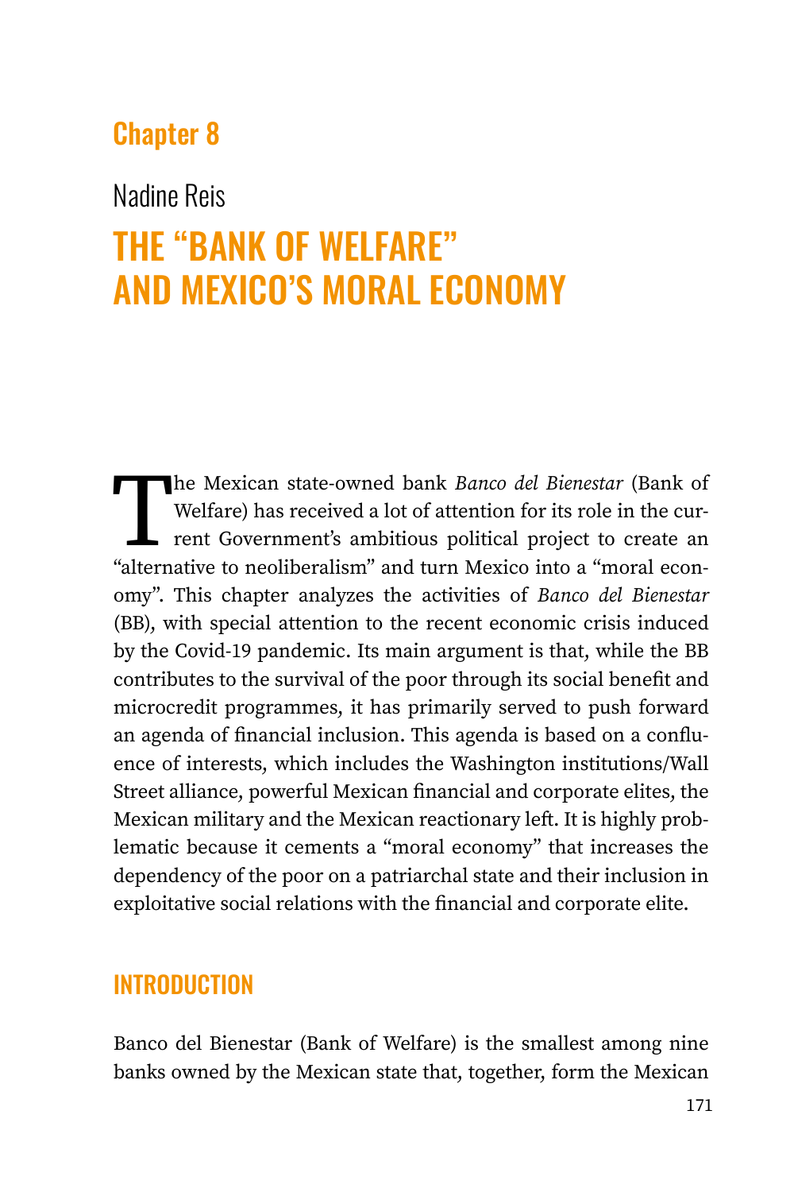# Chapter 8

Nadine Reis

# THE "BANK OF WELFARE" AND MEXICO'S MORAL ECONOMY

The Mexican state-owned bank *Banco del Bienestar* (Bank of Welfare) has received a lot of attention for its role in the current Government's ambitious political project to create an "alternative to neoliberalism" and turn Mexico into a "moral economy". This chapter analyzes the activities of *Banco del Bienestar* (BB), with special attention to the recent economic crisis induced by the Covid-19 pandemic. Its main argument is that, while the BB contributes to the survival of the poor through its social benefit and microcredit programmes, it has primarily served to push forward an agenda of financial inclusion. This agenda is based on a confluence of interests, which includes the Washington institutions/Wall Street alliance, powerful Mexican financial and corporate elites, the Mexican military and the Mexican reactionary left. It is highly problematic because it cements a "moral economy" that increases the dependency of the poor on a patriarchal state and their inclusion in exploitative social relations with the financial and corporate elite.

## INTRODUCTION

Banco del Bienestar (Bank of Welfare) is the smallest among nine banks owned by the Mexican state that, together, form the Mexican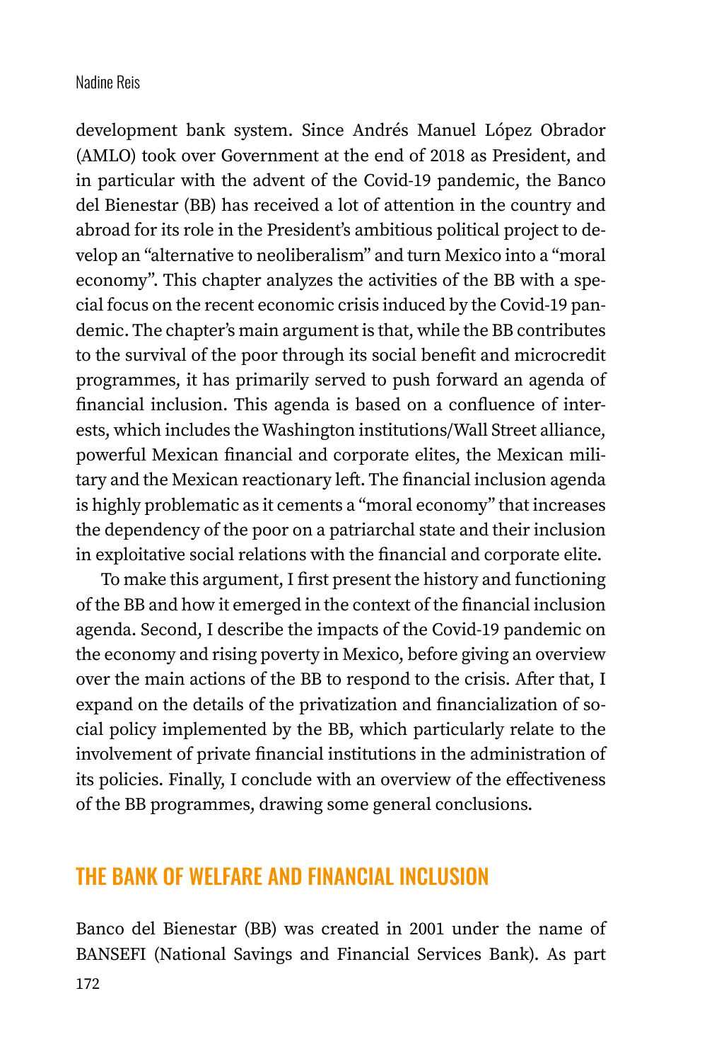development bank system. Since Andrés Manuel López Obrador (AMLO) took over Government at the end of 2018 as President, and in particular with the advent of the Covid-19 pandemic, the Banco del Bienestar (BB) has received a lot of attention in the country and abroad for its role in the President's ambitious political project to develop an "alternative to neoliberalism" and turn Mexico into a "moral economy". This chapter analyzes the activities of the BB with a special focus on the recent economic crisis induced by the Covid-19 pandemic. The chapter's main argument is that, while the BB contributes to the survival of the poor through its social benefit and microcredit programmes, it has primarily served to push forward an agenda of financial inclusion. This agenda is based on a confluence of interests, which includes the Washington institutions/Wall Street alliance, powerful Mexican financial and corporate elites, the Mexican military and the Mexican reactionary left. The financial inclusion agenda is highly problematic as it cements a "moral economy" that increases the dependency of the poor on a patriarchal state and their inclusion in exploitative social relations with the financial and corporate elite.

To make this argument, I first present the history and functioning of the BB and how it emerged in the context of the financial inclusion agenda. Second, I describe the impacts of the Covid-19 pandemic on the economy and rising poverty in Mexico, before giving an overview over the main actions of the BB to respond to the crisis. After that, I expand on the details of the privatization and financialization of social policy implemented by the BB, which particularly relate to the involvement of private financial institutions in the administration of its policies. Finally, I conclude with an overview of the effectiveness of the BB programmes, drawing some general conclusions.

## THE BANK OF WELFARE AND FINANCIAL INCLUSION

Banco del Bienestar (BB) was created in 2001 under the name of BANSEFI (National Savings and Financial Services Bank). As part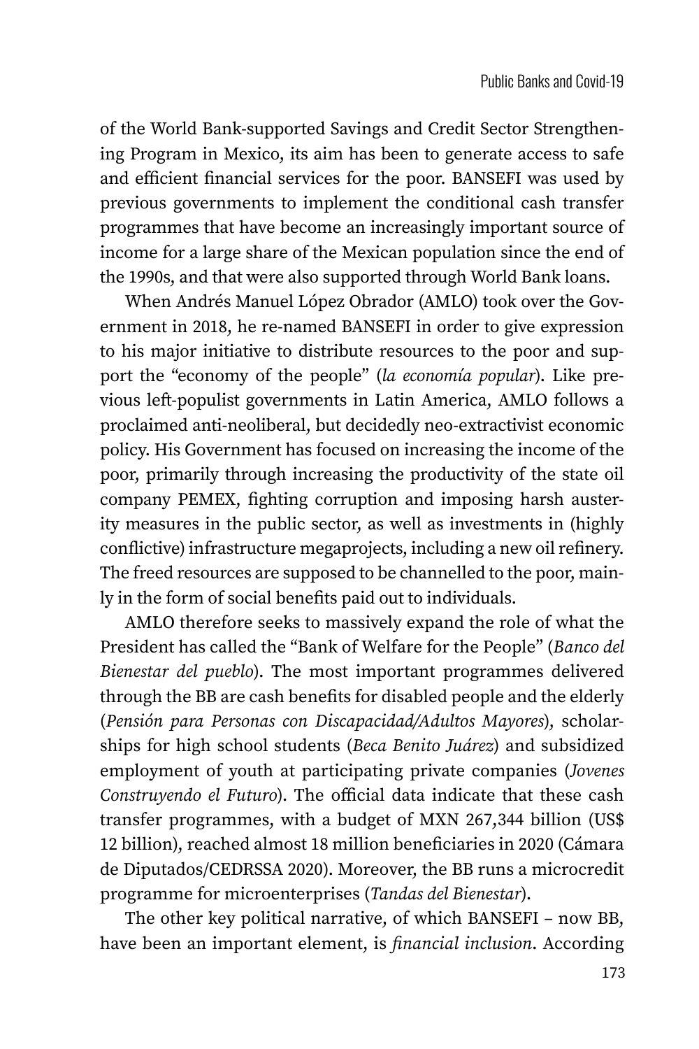of the World Bank-supported Savings and Credit Sector Strengthening Program in Mexico, its aim has been to generate access to safe and efficient financial services for the poor. BANSEFI was used by previous governments to implement the conditional cash transfer programmes that have become an increasingly important source of income for a large share of the Mexican population since the end of the 1990s, and that were also supported through World Bank loans.

When Andrés Manuel López Obrador (AMLO) took over the Government in 2018, he re-named BANSEFI in order to give expression to his major initiative to distribute resources to the poor and support the "economy of the people" (*la economía popular*). Like previous left-populist governments in Latin America, AMLO follows a proclaimed anti-neoliberal, but decidedly neo-extractivist economic policy. His Government has focused on increasing the income of the poor, primarily through increasing the productivity of the state oil company PEMEX, fighting corruption and imposing harsh austerity measures in the public sector, as well as investments in (highly conflictive) infrastructure megaprojects, including a new oil refinery. The freed resources are supposed to be channelled to the poor, mainly in the form of social benefits paid out to individuals.

AMLO therefore seeks to massively expand the role of what the President has called the "Bank of Welfare for the People" (*Banco del Bienestar del pueblo*). The most important programmes delivered through the BB are cash benefits for disabled people and the elderly (*Pensión para Personas con Discapacidad/Adultos Mayores*), scholarships for high school students (*Beca Benito Juárez*) and subsidized employment of youth at participating private companies (*Jovenes Construyendo el Futuro*). The official data indicate that these cash transfer programmes, with a budget of MXN 267,344 billion (US$ 12 billion), reached almost 18 million beneficiaries in 2020 (Cámara de Diputados/CEDRSSA 2020). Moreover, the BB runs a microcredit programme for microenterprises (*Tandas del Bienestar*).

The other key political narrative, of which BANSEFI – now BB, have been an important element, is *financial inclusion*. According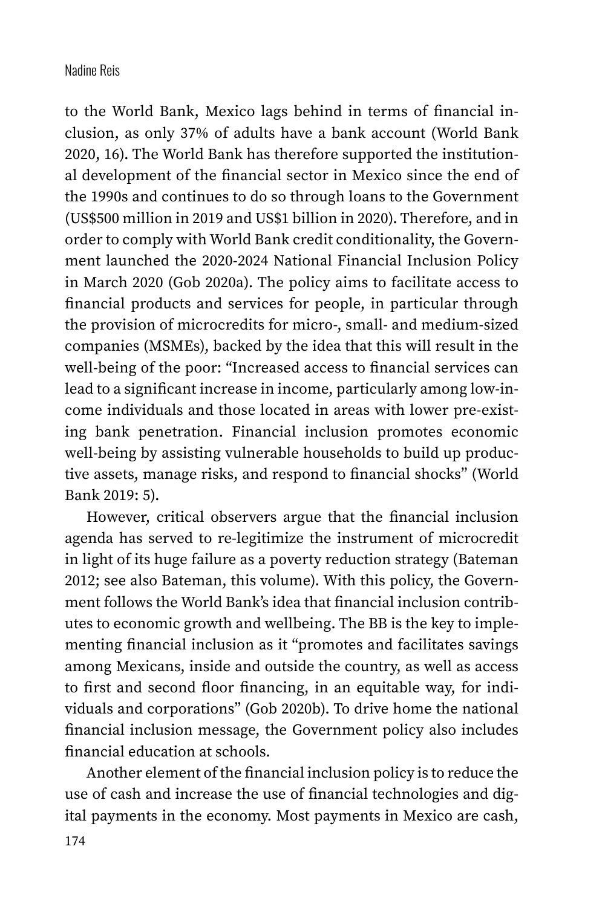to the World Bank, Mexico lags behind in terms of financial inclusion, as only 37% of adults have a bank account (World Bank 2020, 16). The World Bank has therefore supported the institutional development of the financial sector in Mexico since the end of the 1990s and continues to do so through loans to the Government (US$500 million in 2019 and US$1 billion in 2020). Therefore, and in order to comply with World Bank credit conditionality, the Government launched the 2020-2024 National Financial Inclusion Policy in March 2020 (Gob 2020a). The policy aims to facilitate access to financial products and services for people, in particular through the provision of microcredits for micro-, small- and medium-sized companies (MSMEs), backed by the idea that this will result in the well-being of the poor: "Increased access to financial services can lead to a significant increase in income, particularly among low-income individuals and those located in areas with lower pre-existing bank penetration. Financial inclusion promotes economic well-being by assisting vulnerable households to build up productive assets, manage risks, and respond to financial shocks" (World Bank 2019: 5).

However, critical observers argue that the financial inclusion agenda has served to re-legitimize the instrument of microcredit in light of its huge failure as a poverty reduction strategy (Bateman 2012; see also Bateman, this volume). With this policy, the Government follows the World Bank's idea that financial inclusion contributes to economic growth and wellbeing. The BB is the key to implementing financial inclusion as it "promotes and facilitates savings among Mexicans, inside and outside the country, as well as access to first and second floor financing, in an equitable way, for individuals and corporations" (Gob 2020b). To drive home the national financial inclusion message, the Government policy also includes financial education at schools.

Another element of the financial inclusion policy is to reduce the use of cash and increase the use of financial technologies and digital payments in the economy. Most payments in Mexico are cash,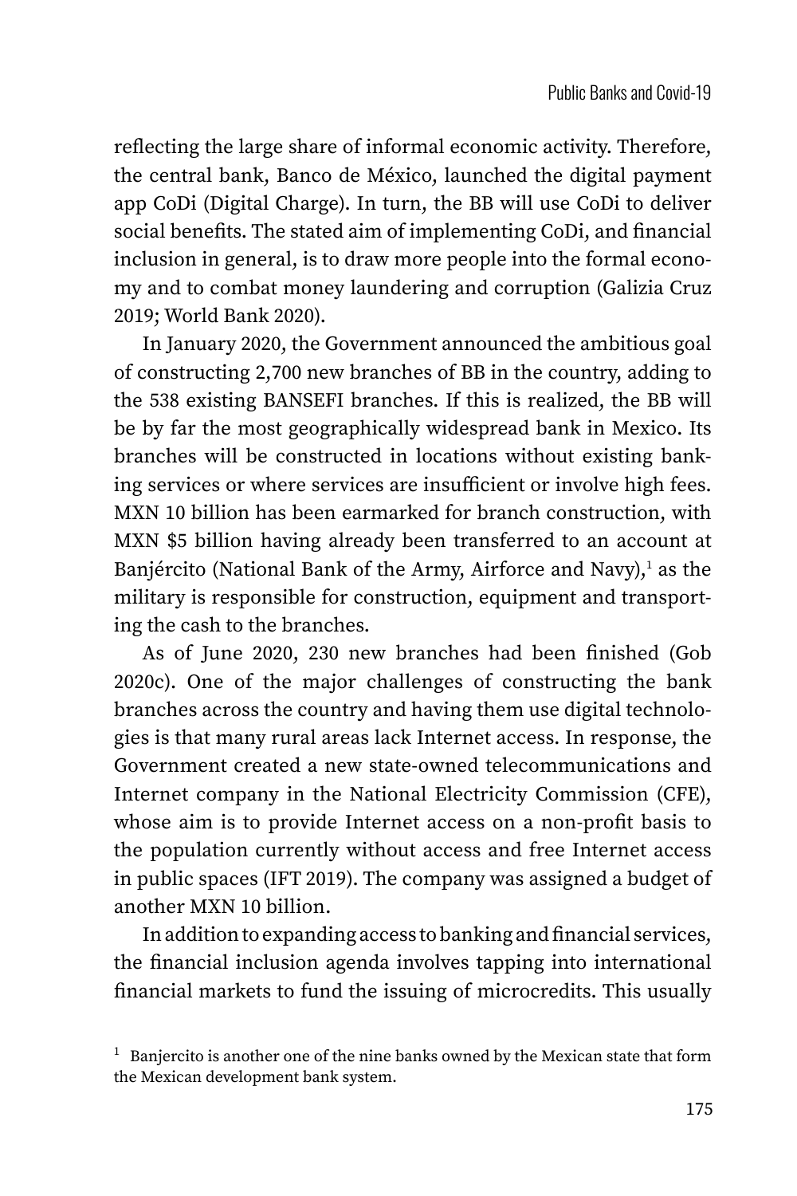reflecting the large share of informal economic activity. Therefore, the central bank, Banco de México, launched the digital payment app CoDi (Digital Charge). In turn, the BB will use CoDi to deliver social benefits. The stated aim of implementing CoDi, and financial inclusion in general, is to draw more people into the formal economy and to combat money laundering and corruption (Galizia Cruz 2019; World Bank 2020).

In January 2020, the Government announced the ambitious goal of constructing 2,700 new branches of BB in the country, adding to the 538 existing BANSEFI branches. If this is realized, the BB will be by far the most geographically widespread bank in Mexico. Its branches will be constructed in locations without existing banking services or where services are insufficient or involve high fees. MXN 10 billion has been earmarked for branch construction, with MXN $5 billion having already been transferred to an account at Banjército (National Bank of the Army, Airforce and Navy),[1] as the military is responsible for construction, equipment and transporting the cash to the branches.

As of June 2020, 230 new branches had been finished (Gob 2020c). One of the major challenges of constructing the bank branches across the country and having them use digital technologies is that many rural areas lack Internet access. In response, the Government created a new state-owned telecommunications and Internet company in the National Electricity Commission (CFE), whose aim is to provide Internet access on a non-profit basis to the population currently without access and free Internet access in public spaces (IFT 2019). The company was assigned a budget of another MXN 10 billion.

In addition to expanding access to banking and financial services, the financial inclusion agenda involves tapping into international financial markets to fund the issuing of microcredits. This usually

[1] Banjercito is another one of the nine banks owned by the Mexican state that form the Mexican development bank system.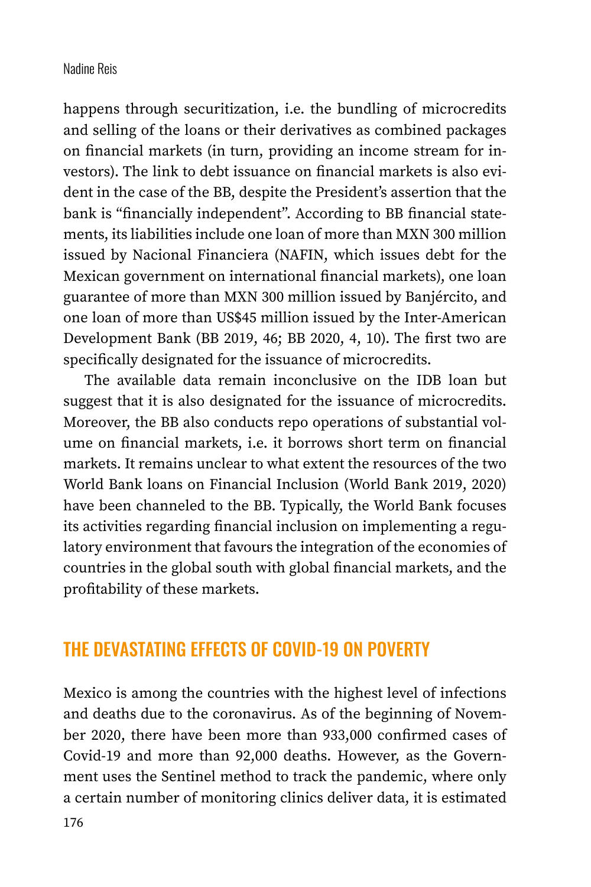happens through securitization, i.e. the bundling of microcredits and selling of the loans or their derivatives as combined packages on financial markets (in turn, providing an income stream for investors). The link to debt issuance on financial markets is also evident in the case of the BB, despite the President's assertion that the bank is "financially independent". According to BB financial statements, its liabilities include one loan of more than MXN 300 million issued by Nacional Financiera (NAFIN, which issues debt for the Mexican government on international financial markets), one loan guarantee of more than MXN 300 million issued by Banjército, and one loan of more than US$45 million issued by the Inter-American Development Bank (BB 2019, 46; BB 2020, 4, 10). The first two are specifically designated for the issuance of microcredits.

The available data remain inconclusive on the IDB loan but suggest that it is also designated for the issuance of microcredits. Moreover, the BB also conducts repo operations of substantial volume on financial markets, i.e. it borrows short term on financial markets. It remains unclear to what extent the resources of the two World Bank loans on Financial Inclusion (World Bank 2019, 2020) have been channeled to the BB. Typically, the World Bank focuses its activities regarding financial inclusion on implementing a regulatory environment that favours the integration of the economies of countries in the global south with global financial markets, and the profitability of these markets.

## THE DEVASTATING EFFECTS OF COVID-19 ON POVERTY

Mexico is among the countries with the highest level of infections and deaths due to the coronavirus. As of the beginning of November 2020, there have been more than 933,000 confirmed cases of Covid-19 and more than 92,000 deaths. However, as the Government uses the Sentinel method to track the pandemic, where only a certain number of monitoring clinics deliver data, it is estimated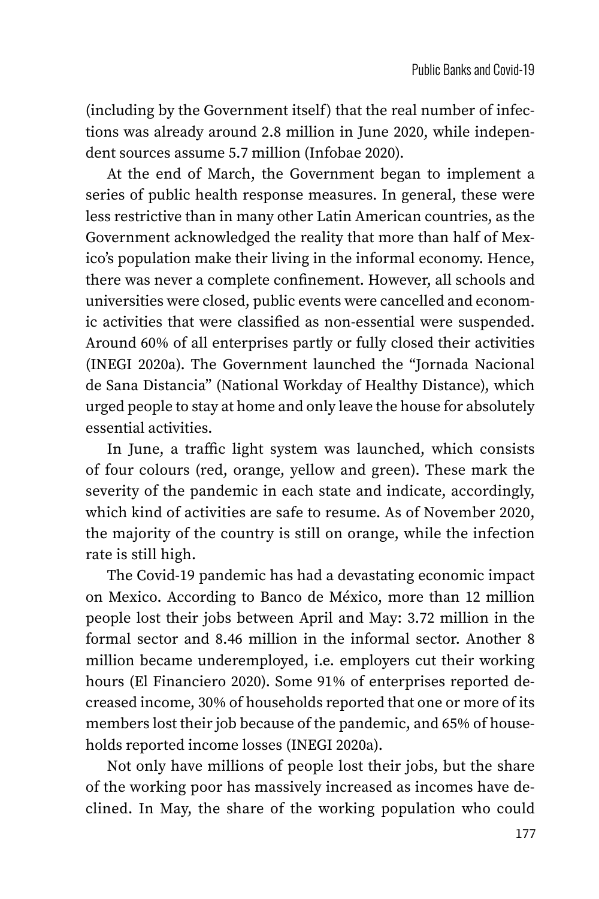(including by the Government itself) that the real number of infections was already around 2.8 million in June 2020, while independent sources assume 5.7 million (Infobae 2020).

At the end of March, the Government began to implement a series of public health response measures. In general, these were less restrictive than in many other Latin American countries, as the Government acknowledged the reality that more than half of Mexico's population make their living in the informal economy. Hence, there was never a complete confinement. However, all schools and universities were closed, public events were cancelled and economic activities that were classified as non-essential were suspended. Around 60% of all enterprises partly or fully closed their activities (INEGI 2020a). The Government launched the "Jornada Nacional de Sana Distancia" (National Workday of Healthy Distance), which urged people to stay at home and only leave the house for absolutely essential activities.

In June, a traffic light system was launched, which consists of four colours (red, orange, yellow and green). These mark the severity of the pandemic in each state and indicate, accordingly, which kind of activities are safe to resume. As of November 2020, the majority of the country is still on orange, while the infection rate is still high.

The Covid-19 pandemic has had a devastating economic impact on Mexico. According to Banco de México, more than 12 million people lost their jobs between April and May: 3.72 million in the formal sector and 8.46 million in the informal sector. Another 8 million became underemployed, i.e. employers cut their working hours (El Financiero 2020). Some 91% of enterprises reported decreased income, 30% of households reported that one or more of its members lost their job because of the pandemic, and 65% of households reported income losses (INEGI 2020a).

Not only have millions of people lost their jobs, but the share of the working poor has massively increased as incomes have declined. In May, the share of the working population who could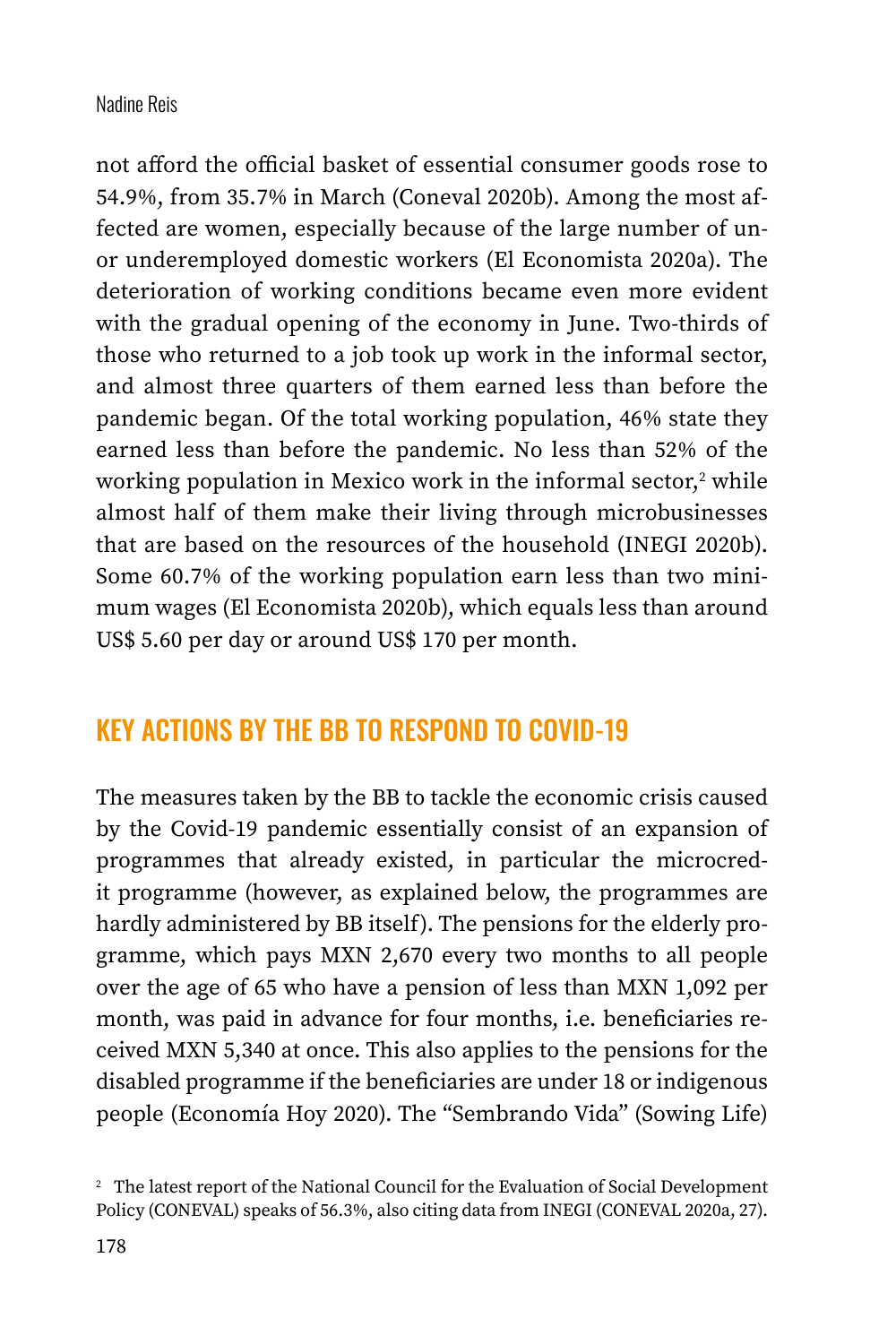not afford the official basket of essential consumer goods rose to 54.9%, from 35.7% in March (Coneval 2020b). Among the most affected are women, especially because of the large number of un- or underemployed domestic workers (El Economista 2020a). The deterioration of working conditions became even more evident with the gradual opening of the economy in June. Two-thirds of those who returned to a job took up work in the informal sector, and almost three quarters of them earned less than before the pandemic began. Of the total working population, 46% state they earned less than before the pandemic. No less than 52% of the working population in Mexico work in the informal sector,[2] while almost half of them make their living through microbusinesses that are based on the resources of the household (INEGI 2020b). Some 60.7% of the working population earn less than two minimum wages (El Economista 2020b), which equals less than around US$ 5.60 per day or around US$ 170 per month.

## KEY ACTIONS BY THE BB TO RESPOND TO COVID-19

The measures taken by the BB to tackle the economic crisis caused by the Covid-19 pandemic essentially consist of an expansion of programmes that already existed, in particular the microcredit programme (however, as explained below, the programmes are hardly administered by BB itself). The pensions for the elderly programme, which pays MXN 2,670 every two months to all people over the age of 65 who have a pension of less than MXN 1,092 per month, was paid in advance for four months, i.e. beneficiaries received MXN 5,340 at once. This also applies to the pensions for the disabled programme if the beneficiaries are under 18 or indigenous people (Economía Hoy 2020). The "Sembrando Vida" (Sowing Life)

[2] The latest report of the National Council for the Evaluation of Social Development Policy (CONEVAL) speaks of 56.3%, also citing data from INEGI (CONEVAL 2020a, 27).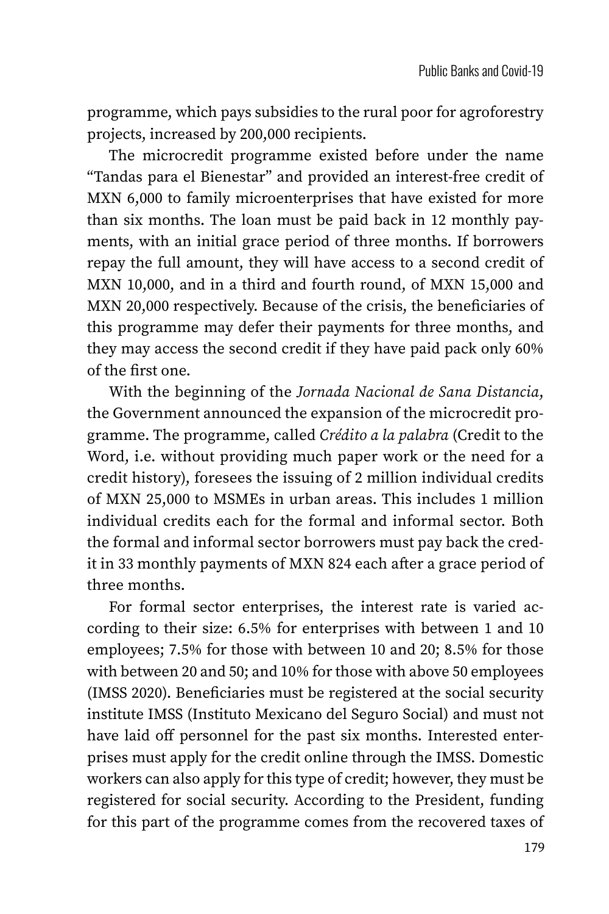programme, which pays subsidies to the rural poor for agroforestry projects, increased by 200,000 recipients.

The microcredit programme existed before under the name "Tandas para el Bienestar" and provided an interest-free credit of MXN 6,000 to family microenterprises that have existed for more than six months. The loan must be paid back in 12 monthly payments, with an initial grace period of three months. If borrowers repay the full amount, they will have access to a second credit of MXN 10,000, and in a third and fourth round, of MXN 15,000 and MXN 20,000 respectively. Because of the crisis, the beneficiaries of this programme may defer their payments for three months, and they may access the second credit if they have paid pack only 60% of the first one.

With the beginning of the *Jornada Nacional de Sana Distancia*, the Government announced the expansion of the microcredit programme. The programme, called *Crédito a la palabra* (Credit to the Word, i.e. without providing much paper work or the need for a credit history), foresees the issuing of 2 million individual credits of MXN 25,000 to MSMEs in urban areas. This includes 1 million individual credits each for the formal and informal sector. Both the formal and informal sector borrowers must pay back the credit in 33 monthly payments of MXN 824 each after a grace period of three months.

For formal sector enterprises, the interest rate is varied according to their size: 6.5% for enterprises with between 1 and 10 employees; 7.5% for those with between 10 and 20; 8.5% for those with between 20 and 50; and 10% for those with above 50 employees (IMSS 2020). Beneficiaries must be registered at the social security institute IMSS (Instituto Mexicano del Seguro Social) and must not have laid off personnel for the past six months. Interested enterprises must apply for the credit online through the IMSS. Domestic workers can also apply for this type of credit; however, they must be registered for social security. According to the President, funding for this part of the programme comes from the recovered taxes of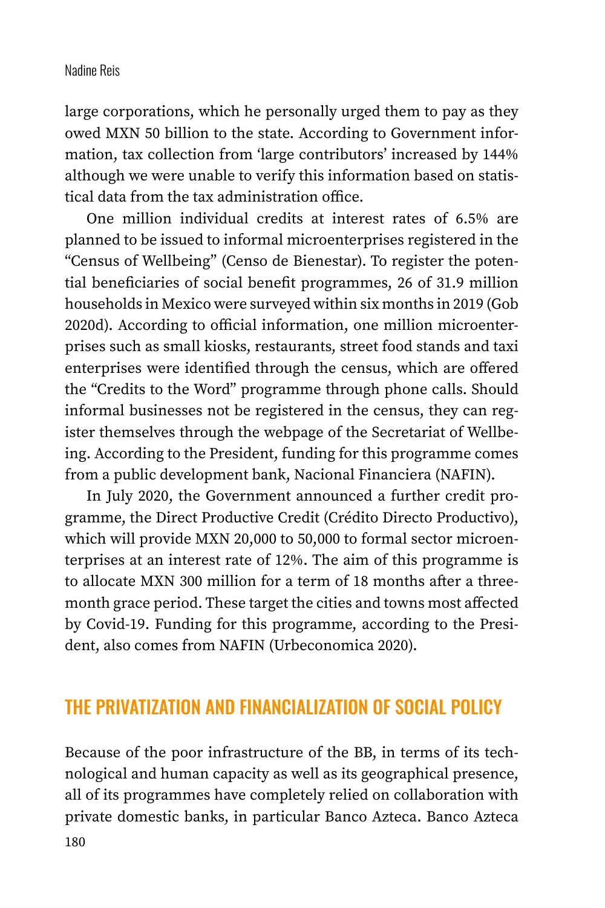large corporations, which he personally urged them to pay as they owed MXN 50 billion to the state. According to Government information, tax collection from 'large contributors' increased by 144% although we were unable to verify this information based on statistical data from the tax administration office.

One million individual credits at interest rates of 6.5% are planned to be issued to informal microenterprises registered in the "Census of Wellbeing" (Censo de Bienestar). To register the potential beneficiaries of social benefit programmes, 26 of 31.9 million households in Mexico were surveyed within six months in 2019 (Gob 2020d). According to official information, one million microenterprises such as small kiosks, restaurants, street food stands and taxi enterprises were identified through the census, which are offered the "Credits to the Word" programme through phone calls. Should informal businesses not be registered in the census, they can register themselves through the webpage of the Secretariat of Wellbeing. According to the President, funding for this programme comes from a public development bank, Nacional Financiera (NAFIN).

In July 2020, the Government announced a further credit programme, the Direct Productive Credit (Crédito Directo Productivo), which will provide MXN 20,000 to 50,000 to formal sector microenterprises at an interest rate of 12%. The aim of this programme is to allocate MXN 300 million for a term of 18 months after a three-month grace period. These target the cities and towns most affected by Covid-19. Funding for this programme, according to the President, also comes from NAFIN (Urbeconomica 2020).

## THE PRIVATIZATION AND FINANCIALIZATION OF SOCIAL POLICY

Because of the poor infrastructure of the BB, in terms of its technological and human capacity as well as its geographical presence, all of its programmes have completely relied on collaboration with private domestic banks, in particular Banco Azteca. Banco Azteca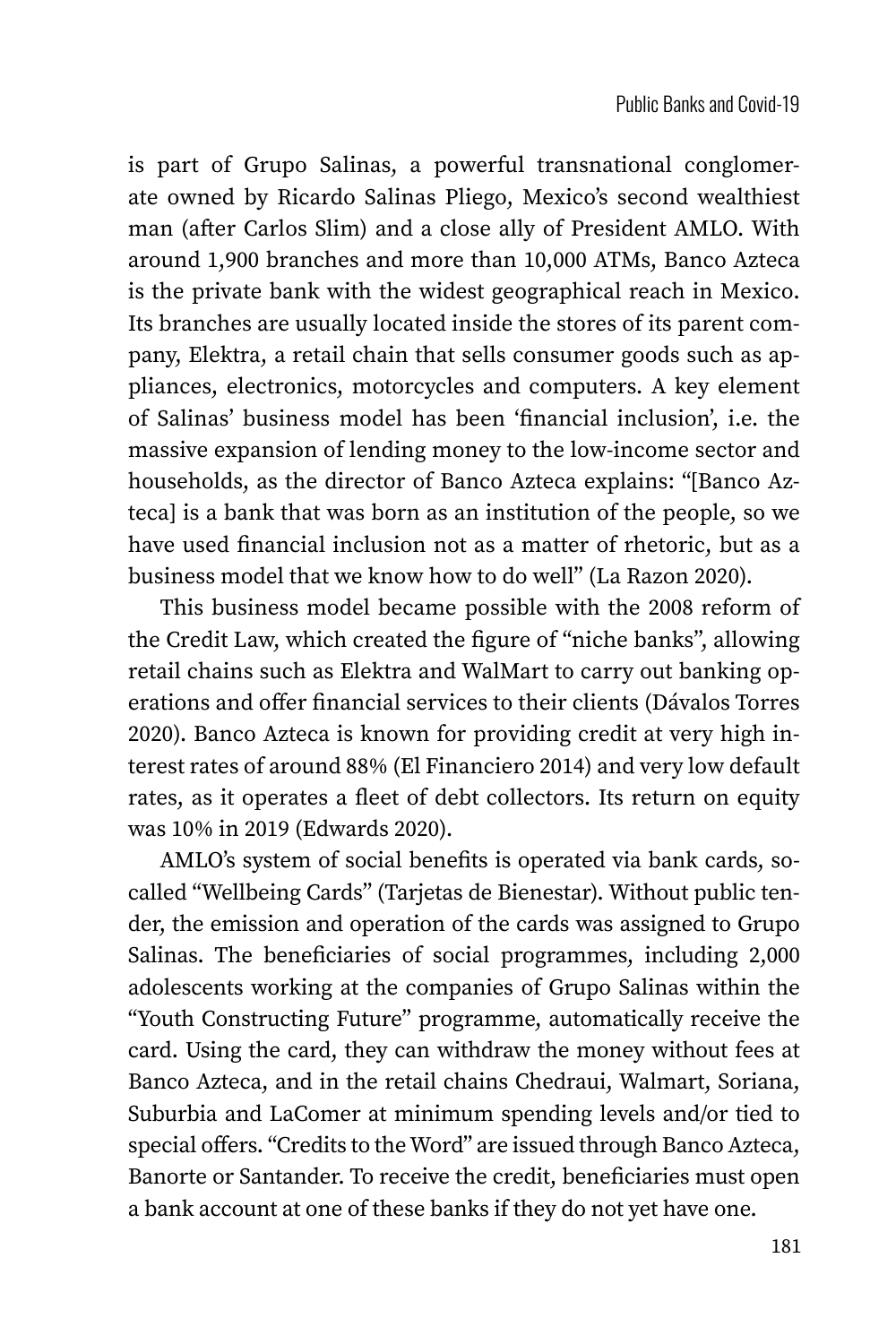is part of Grupo Salinas, a powerful transnational conglomerate owned by Ricardo Salinas Pliego, Mexico's second wealthiest man (after Carlos Slim) and a close ally of President AMLO. With around 1,900 branches and more than 10,000 ATMs, Banco Azteca is the private bank with the widest geographical reach in Mexico. Its branches are usually located inside the stores of its parent company, Elektra, a retail chain that sells consumer goods such as appliances, electronics, motorcycles and computers. A key element of Salinas' business model has been 'financial inclusion', i.e. the massive expansion of lending money to the low-income sector and households, as the director of Banco Azteca explains: "[Banco Azteca] is a bank that was born as an institution of the people, so we have used financial inclusion not as a matter of rhetoric, but as a business model that we know how to do well" (La Razon 2020).

This business model became possible with the 2008 reform of the Credit Law, which created the figure of "niche banks", allowing retail chains such as Elektra and WalMart to carry out banking operations and offer financial services to their clients (Dávalos Torres 2020). Banco Azteca is known for providing credit at very high interest rates of around 88% (El Financiero 2014) and very low default rates, as it operates a fleet of debt collectors. Its return on equity was 10% in 2019 (Edwards 2020).

AMLO's system of social benefits is operated via bank cards, so-called "Wellbeing Cards" (Tarjetas de Bienestar). Without public tender, the emission and operation of the cards was assigned to Grupo Salinas. The beneficiaries of social programmes, including 2,000 adolescents working at the companies of Grupo Salinas within the "Youth Constructing Future" programme, automatically receive the card. Using the card, they can withdraw the money without fees at Banco Azteca, and in the retail chains Chedraui, Walmart, Soriana, Suburbia and LaComer at minimum spending levels and/or tied to special offers. "Credits to the Word" are issued through Banco Azteca, Banorte or Santander. To receive the credit, beneficiaries must open a bank account at one of these banks if they do not yet have one.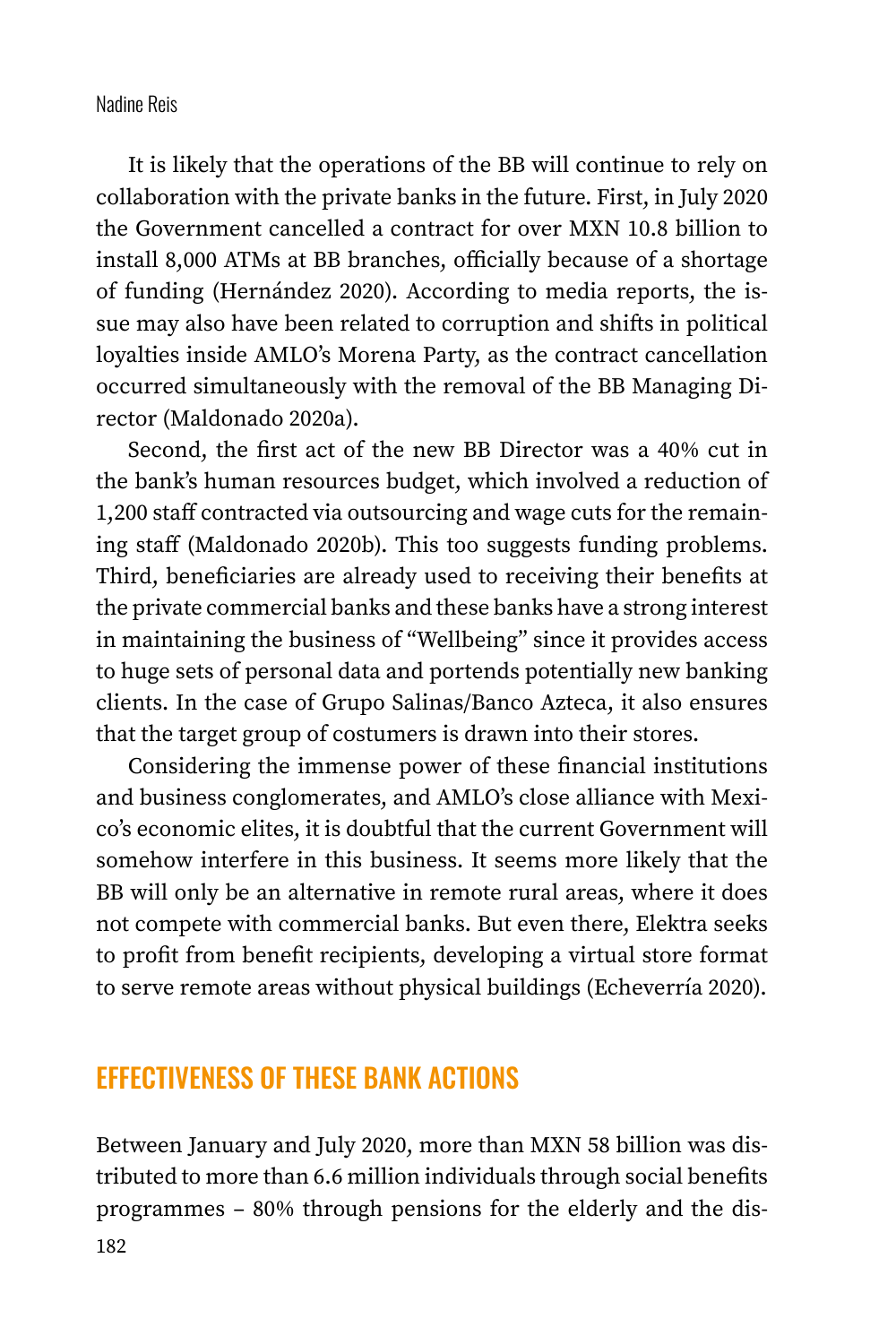It is likely that the operations of the BB will continue to rely on collaboration with the private banks in the future. First, in July 2020 the Government cancelled a contract for over MXN 10.8 billion to install 8,000 ATMs at BB branches, officially because of a shortage of funding (Hernández 2020). According to media reports, the issue may also have been related to corruption and shifts in political loyalties inside AMLO's Morena Party, as the contract cancellation occurred simultaneously with the removal of the BB Managing Director (Maldonado 2020a).

Second, the first act of the new BB Director was a 40% cut in the bank's human resources budget, which involved a reduction of 1,200 staff contracted via outsourcing and wage cuts for the remaining staff (Maldonado 2020b). This too suggests funding problems. Third, beneficiaries are already used to receiving their benefits at the private commercial banks and these banks have a strong interest in maintaining the business of "Wellbeing" since it provides access to huge sets of personal data and portends potentially new banking clients. In the case of Grupo Salinas/Banco Azteca, it also ensures that the target group of costumers is drawn into their stores.

Considering the immense power of these financial institutions and business conglomerates, and AMLO's close alliance with Mexico's economic elites, it is doubtful that the current Government will somehow interfere in this business. It seems more likely that the BB will only be an alternative in remote rural areas, where it does not compete with commercial banks. But even there, Elektra seeks to profit from benefit recipients, developing a virtual store format to serve remote areas without physical buildings (Echeverría 2020).

## EFFECTIVENESS OF THESE BANK ACTIONS

Between January and July 2020, more than MXN 58 billion was distributed to more than 6.6 million individuals through social benefits programmes – 80% through pensions for the elderly and the dis-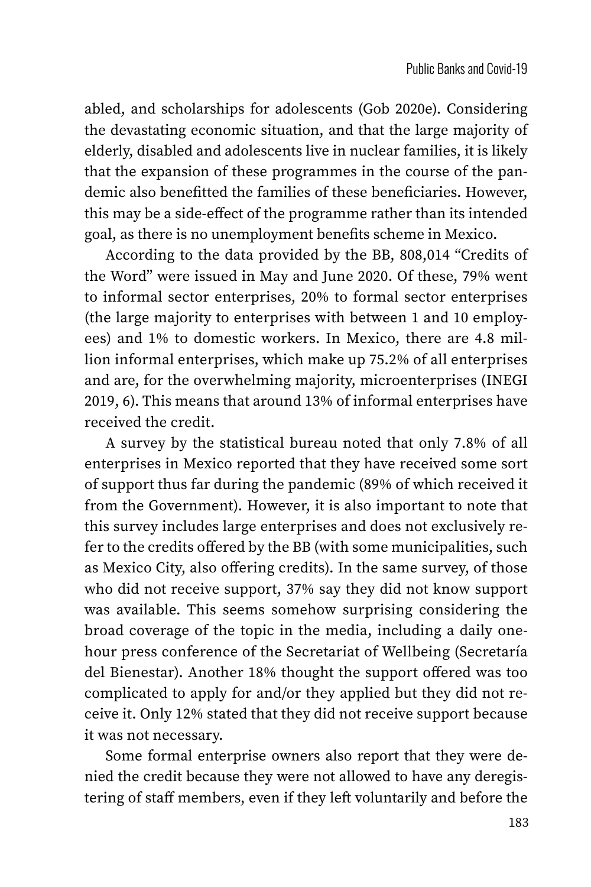abled, and scholarships for adolescents (Gob 2020e). Considering the devastating economic situation, and that the large majority of elderly, disabled and adolescents live in nuclear families, it is likely that the expansion of these programmes in the course of the pandemic also benefitted the families of these beneficiaries. However, this may be a side-effect of the programme rather than its intended goal, as there is no unemployment benefits scheme in Mexico.

According to the data provided by the BB, 808,014 "Credits of the Word" were issued in May and June 2020. Of these, 79% went to informal sector enterprises, 20% to formal sector enterprises (the large majority to enterprises with between 1 and 10 employees) and 1% to domestic workers. In Mexico, there are 4.8 million informal enterprises, which make up 75.2% of all enterprises and are, for the overwhelming majority, microenterprises (INEGI 2019, 6). This means that around 13% of informal enterprises have received the credit.

A survey by the statistical bureau noted that only 7.8% of all enterprises in Mexico reported that they have received some sort of support thus far during the pandemic (89% of which received it from the Government). However, it is also important to note that this survey includes large enterprises and does not exclusively refer to the credits offered by the BB (with some municipalities, such as Mexico City, also offering credits). In the same survey, of those who did not receive support, 37% say they did not know support was available. This seems somehow surprising considering the broad coverage of the topic in the media, including a daily one-hour press conference of the Secretariat of Wellbeing (Secretaría del Bienestar). Another 18% thought the support offered was too complicated to apply for and/or they applied but they did not receive it. Only 12% stated that they did not receive support because it was not necessary.

Some formal enterprise owners also report that they were denied the credit because they were not allowed to have any deregistering of staff members, even if they left voluntarily and before the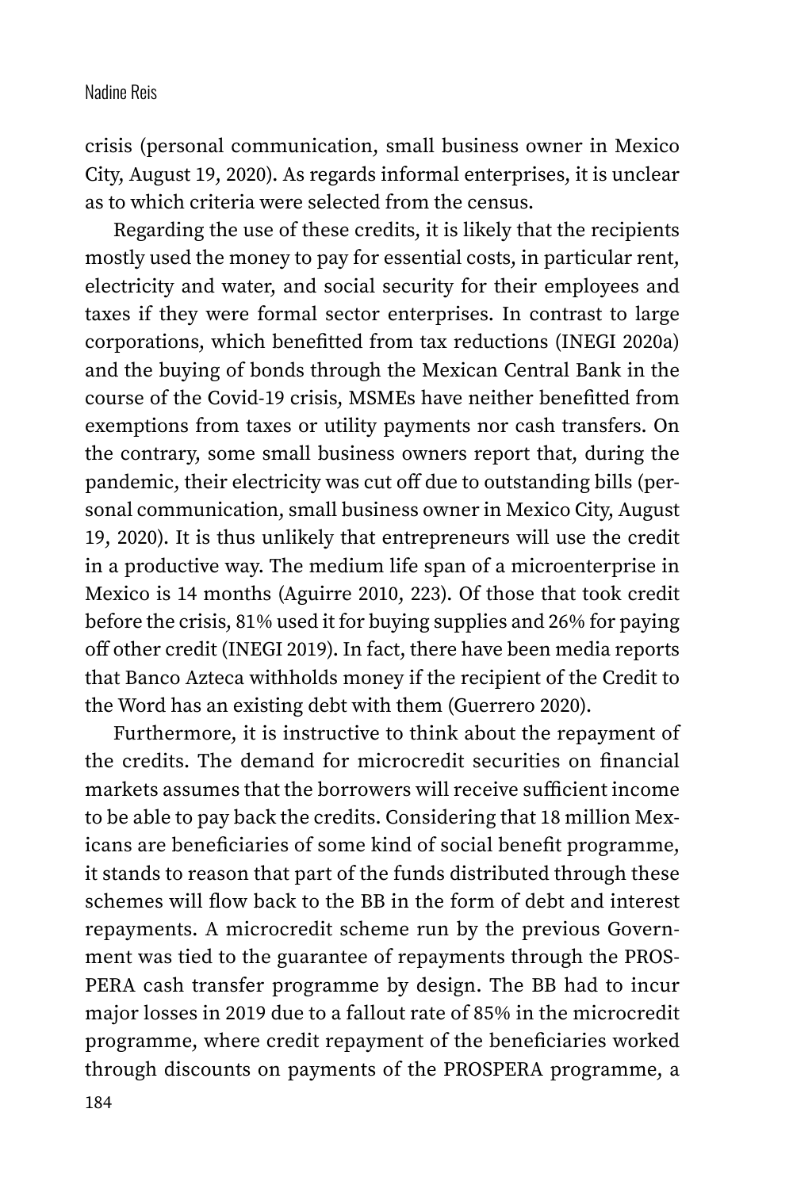crisis (personal communication, small business owner in Mexico City, August 19, 2020). As regards informal enterprises, it is unclear as to which criteria were selected from the census.

Regarding the use of these credits, it is likely that the recipients mostly used the money to pay for essential costs, in particular rent, electricity and water, and social security for their employees and taxes if they were formal sector enterprises. In contrast to large corporations, which benefitted from tax reductions (INEGI 2020a) and the buying of bonds through the Mexican Central Bank in the course of the Covid-19 crisis, MSMEs have neither benefitted from exemptions from taxes or utility payments nor cash transfers. On the contrary, some small business owners report that, during the pandemic, their electricity was cut off due to outstanding bills (personal communication, small business owner in Mexico City, August 19, 2020). It is thus unlikely that entrepreneurs will use the credit in a productive way. The medium life span of a microenterprise in Mexico is 14 months (Aguirre 2010, 223). Of those that took credit before the crisis, 81% used it for buying supplies and 26% for paying off other credit (INEGI 2019). In fact, there have been media reports that Banco Azteca withholds money if the recipient of the Credit to the Word has an existing debt with them (Guerrero 2020).

Furthermore, it is instructive to think about the repayment of the credits. The demand for microcredit securities on financial markets assumes that the borrowers will receive sufficient income to be able to pay back the credits. Considering that 18 million Mexicans are beneficiaries of some kind of social benefit programme, it stands to reason that part of the funds distributed through these schemes will flow back to the BB in the form of debt and interest repayments. A microcredit scheme run by the previous Government was tied to the guarantee of repayments through the PROSPERA cash transfer programme by design. The BB had to incur major losses in 2019 due to a fallout rate of 85% in the microcredit programme, where credit repayment of the beneficiaries worked through discounts on payments of the PROSPERA programme, a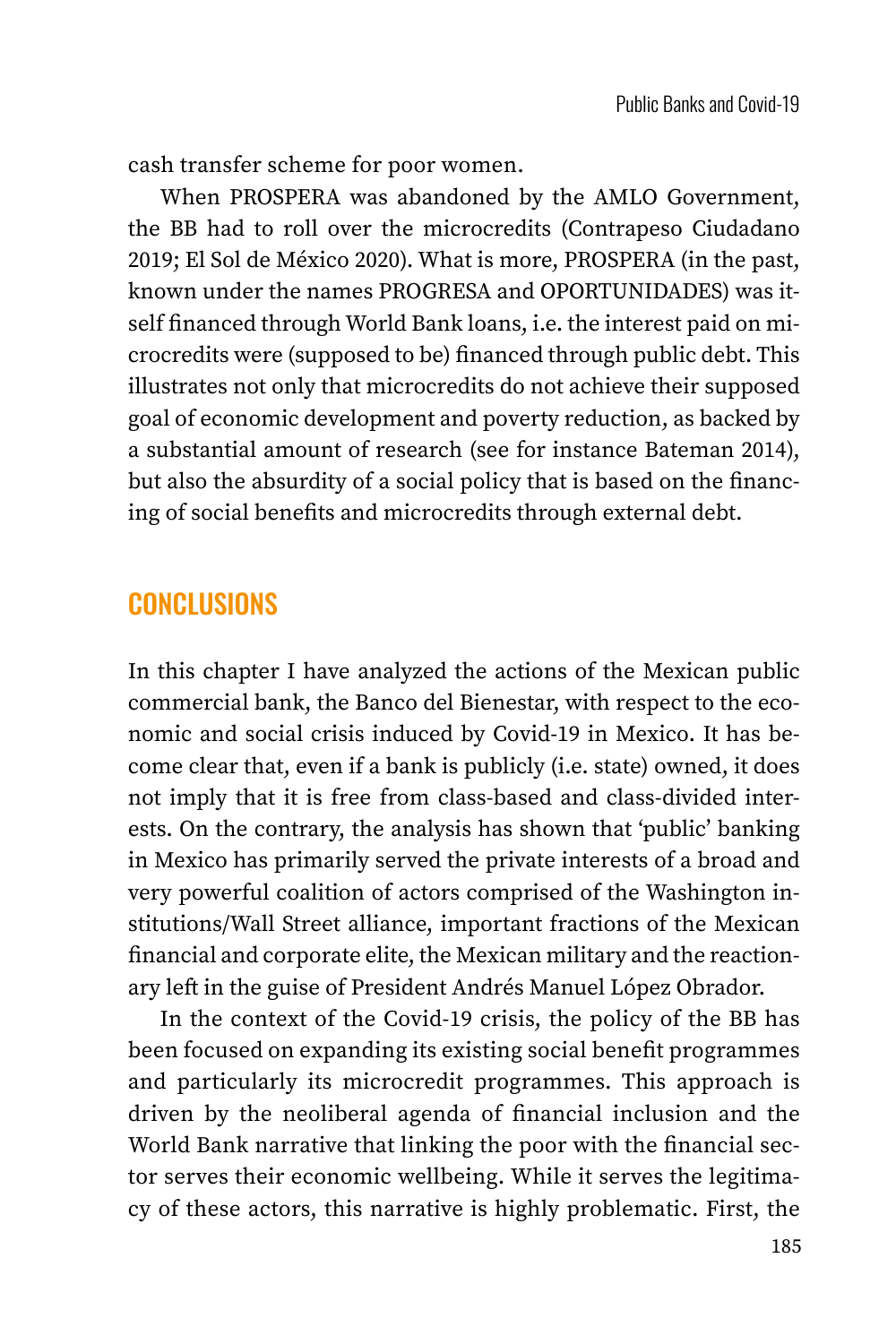cash transfer scheme for poor women.

When PROSPERA was abandoned by the AMLO Government, the BB had to roll over the microcredits (Contrapeso Ciudadano 2019; El Sol de México 2020). What is more, PROSPERA (in the past, known under the names PROGRESA and OPORTUNIDADES) was itself financed through World Bank loans, i.e. the interest paid on microcredits were (supposed to be) financed through public debt. This illustrates not only that microcredits do not achieve their supposed goal of economic development and poverty reduction, as backed by a substantial amount of research (see for instance Bateman 2014), but also the absurdity of a social policy that is based on the financing of social benefits and microcredits through external debt.

## CONCLUSIONS

In this chapter I have analyzed the actions of the Mexican public commercial bank, the Banco del Bienestar, with respect to the economic and social crisis induced by Covid-19 in Mexico. It has become clear that, even if a bank is publicly (i.e. state) owned, it does not imply that it is free from class-based and class-divided interests. On the contrary, the analysis has shown that 'public' banking in Mexico has primarily served the private interests of a broad and very powerful coalition of actors comprised of the Washington institutions/Wall Street alliance, important fractions of the Mexican financial and corporate elite, the Mexican military and the reactionary left in the guise of President Andrés Manuel López Obrador.

In the context of the Covid-19 crisis, the policy of the BB has been focused on expanding its existing social benefit programmes and particularly its microcredit programmes. This approach is driven by the neoliberal agenda of financial inclusion and the World Bank narrative that linking the poor with the financial sector serves their economic wellbeing. While it serves the legitimacy of these actors, this narrative is highly problematic. First, the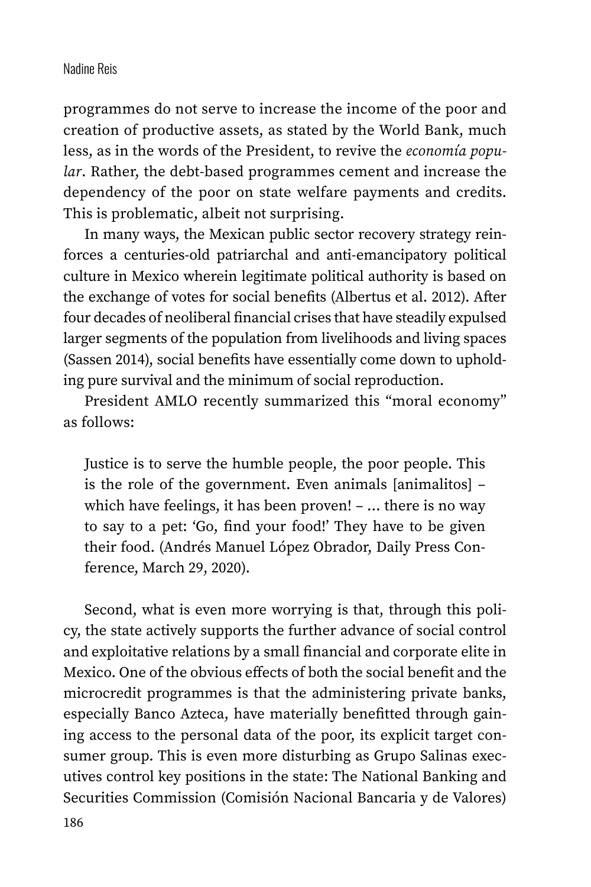programmes do not serve to increase the income of the poor and creation of productive assets, as stated by the World Bank, much less, as in the words of the President, to revive the *economía popular*. Rather, the debt-based programmes cement and increase the dependency of the poor on state welfare payments and credits. This is problematic, albeit not surprising.

In many ways, the Mexican public sector recovery strategy reinforces a centuries-old patriarchal and anti-emancipatory political culture in Mexico wherein legitimate political authority is based on the exchange of votes for social benefits (Albertus et al. 2012). After four decades of neoliberal financial crises that have steadily expulsed larger segments of the population from livelihoods and living spaces (Sassen 2014), social benefits have essentially come down to upholding pure survival and the minimum of social reproduction.

President AMLO recently summarized this "moral economy" as follows:

> Justice is to serve the humble people, the poor people. This is the role of the government. Even animals [animalitos] – which have feelings, it has been proven! – … there is no way to say to a pet: 'Go, find your food!' They have to be given their food. (Andrés Manuel López Obrador, Daily Press Conference, March 29, 2020).

Second, what is even more worrying is that, through this policy, the state actively supports the further advance of social control and exploitative relations by a small financial and corporate elite in Mexico. One of the obvious effects of both the social benefit and the microcredit programmes is that the administering private banks, especially Banco Azteca, have materially benefitted through gaining access to the personal data of the poor, its explicit target consumer group. This is even more disturbing as Grupo Salinas executives control key positions in the state: The National Banking and Securities Commission (Comisión Nacional Bancaria y de Valores)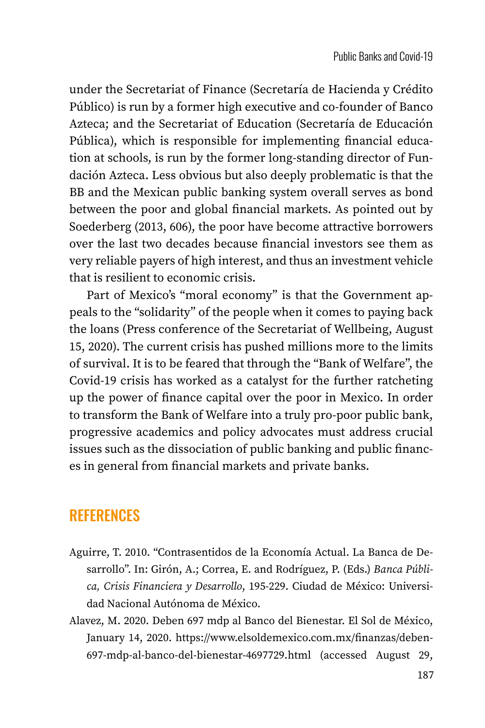under the Secretariat of Finance (Secretaría de Hacienda y Crédito Público) is run by a former high executive and co-founder of Banco Azteca; and the Secretariat of Education (Secretaría de Educación Pública), which is responsible for implementing financial education at schools, is run by the former long-standing director of Fundación Azteca. Less obvious but also deeply problematic is that the BB and the Mexican public banking system overall serves as bond between the poor and global financial markets. As pointed out by Soederberg (2013, 606), the poor have become attractive borrowers over the last two decades because financial investors see them as very reliable payers of high interest, and thus an investment vehicle that is resilient to economic crisis.

Part of Mexico's "moral economy" is that the Government appeals to the "solidarity" of the people when it comes to paying back the loans (Press conference of the Secretariat of Wellbeing, August 15, 2020). The current crisis has pushed millions more to the limits of survival. It is to be feared that through the "Bank of Welfare", the Covid-19 crisis has worked as a catalyst for the further ratcheting up the power of finance capital over the poor in Mexico. In order to transform the Bank of Welfare into a truly pro-poor public bank, progressive academics and policy advocates must address crucial issues such as the dissociation of public banking and public finances in general from financial markets and private banks.

## REFERENCES

Aguirre, T. 2010. "Contrasentidos de la Economía Actual. La Banca de Desarrollo". In: Girón, A.; Correa, E. and Rodríguez, P. (Eds.) *Banca Pública, Crisis Financiera y Desarrollo*, 195-229. Ciudad de México: Universidad Nacional Autónoma de México.

Alavez, M. 2020. Deben 697 mdp al Banco del Bienestar. El Sol de México, January 14, 2020. https://www.elsoldemexico.com.mx/finanzas/deben-697-mdp-al-banco-del-bienestar-4697729.html (accessed August 29,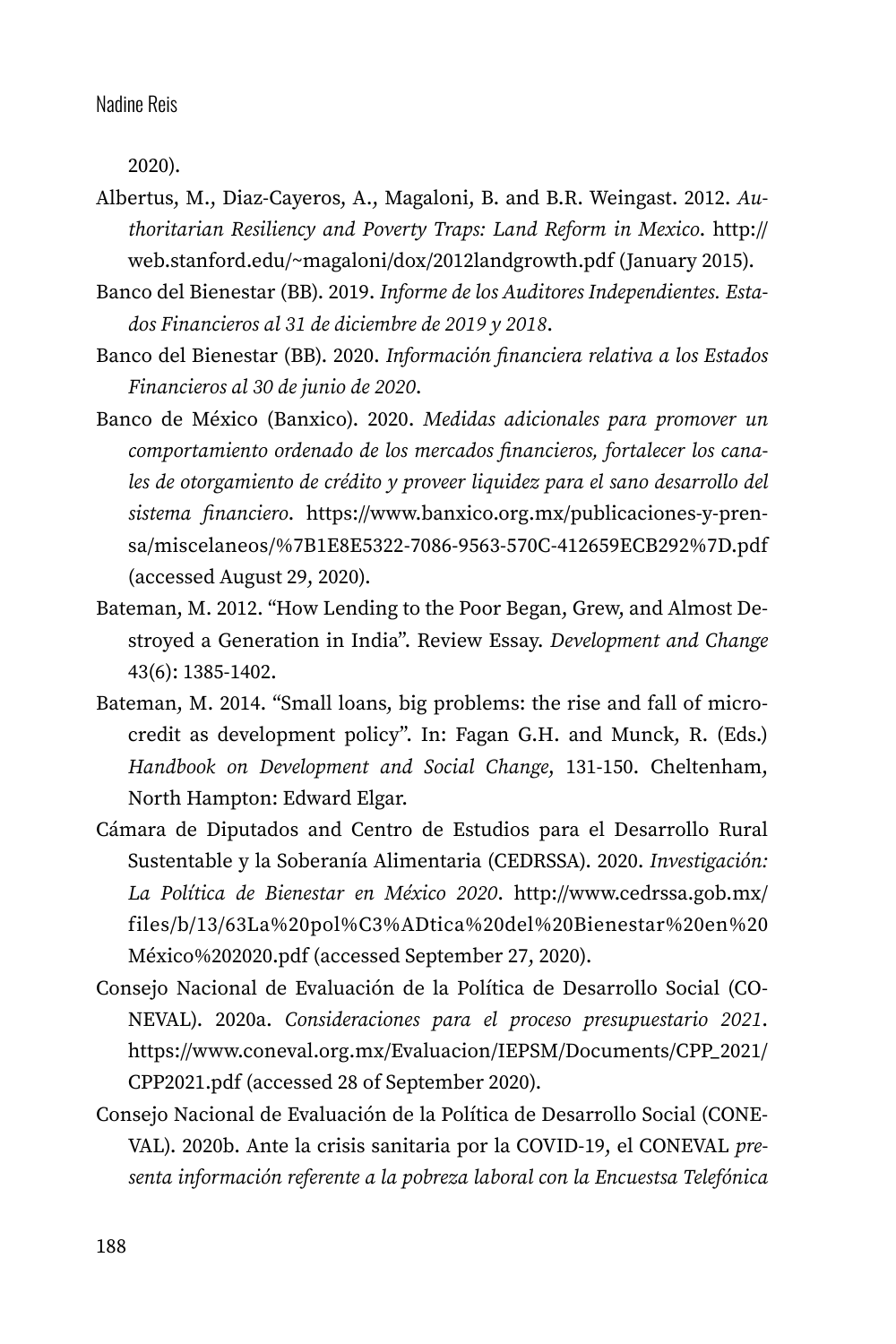2020).

Albertus, M., Diaz-Cayeros, A., Magaloni, B. and B.R. Weingast. 2012. *Authoritarian Resiliency and Poverty Traps: Land Reform in Mexico*. http://web.stanford.edu/~magaloni/dox/2012landgrowth.pdf (January 2015).

Banco del Bienestar (BB). 2019. *Informe de los Auditores Independientes. Estados Financieros al 31 de diciembre de 2019 y 2018*.

Banco del Bienestar (BB). 2020. *Información financiera relativa a los Estados Financieros al 30 de junio de 2020*.

Banco de México (Banxico). 2020. *Medidas adicionales para promover un comportamiento ordenado de los mercados financieros, fortalecer los canales de otorgamiento de crédito y proveer liquidez para el sano desarrollo del sistema financiero*. https://www.banxico.org.mx/publicaciones-y-prensa/miscelaneos/%7B1E8E5322-7086-9563-570C-412659ECB292%7D.pdf (accessed August 29, 2020).

Bateman, M. 2012. "How Lending to the Poor Began, Grew, and Almost Destroyed a Generation in India". Review Essay. *Development and Change* 43(6): 1385-1402.

Bateman, M. 2014. "Small loans, big problems: the rise and fall of microcredit as development policy". In: Fagan G.H. and Munck, R. (Eds.) *Handbook on Development and Social Change*, 131-150. Cheltenham, North Hampton: Edward Elgar.

Cámara de Diputados and Centro de Estudios para el Desarrollo Rural Sustentable y la Soberanía Alimentaria (CEDRSSA). 2020. *Investigación: La Política de Bienestar en México 2020*. http://www.cedrssa.gob.mx/files/b/13/63La%20pol%C3%ADtica%20del%20Bienestar%20en%20México%202020.pdf (accessed September 27, 2020).

Consejo Nacional de Evaluación de la Política de Desarrollo Social (CONEVAL). 2020a. *Consideraciones para el proceso presupuestario 2021*. https://www.coneval.org.mx/Evaluacion/IEPSM/Documents/CPP_2021/CPP2021.pdf (accessed 28 of September 2020).

Consejo Nacional de Evaluación de la Política de Desarrollo Social (CONEVAL). 2020b. Ante la crisis sanitaria por la COVID-19, el CONEVAL *presenta información referente a la pobreza laboral con la Encuestsa Telefónica*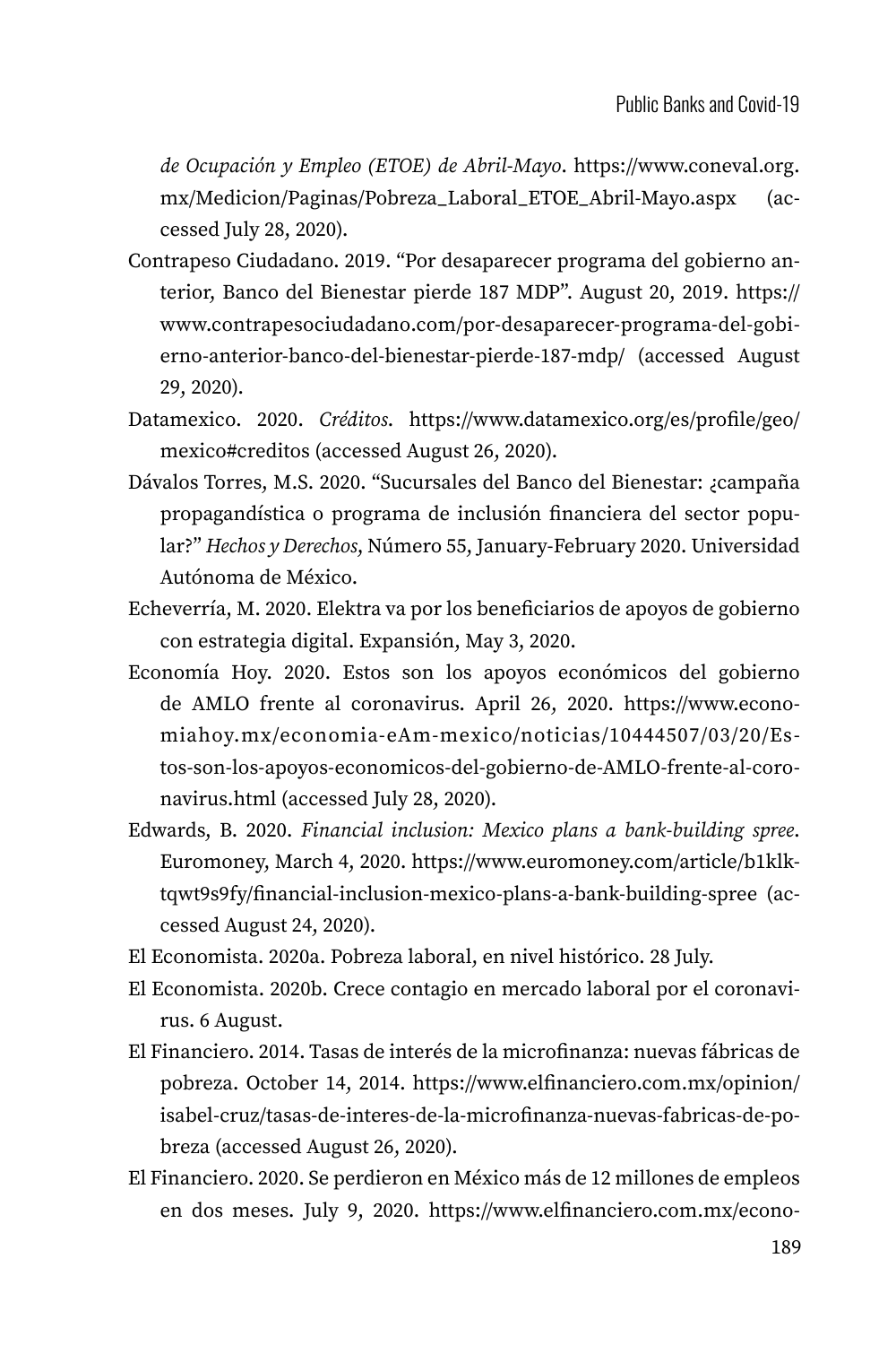*de Ocupación y Empleo (ETOE) de Abril-Mayo*. https://www.coneval.org.mx/Medicion/Paginas/Pobreza_Laboral_ETOE_Abril-Mayo.aspx (accessed July 28, 2020).

Contrapeso Ciudadano. 2019. "Por desaparecer programa del gobierno anterior, Banco del Bienestar pierde 187 MDP". August 20, 2019. https://www.contrapesociudadano.com/por-desaparecer-programa-del-gobierno-anterior-banco-del-bienestar-pierde-187-mdp/ (accessed August 29, 2020).

Datamexico. 2020. *Créditos*. https://www.datamexico.org/es/profile/geo/mexico#creditos (accessed August 26, 2020).

Dávalos Torres, M.S. 2020. "Sucursales del Banco del Bienestar: ¿campaña propagandística o programa de inclusión financiera del sector popular?" *Hechos y Derechos*, Número 55, January-February 2020. Universidad Autónoma de México.

Echeverría, M. 2020. Elektra va por los beneficiarios de apoyos de gobierno con estrategia digital. Expansión, May 3, 2020.

Economía Hoy. 2020. Estos son los apoyos económicos del gobierno de AMLO frente al coronavirus. April 26, 2020. https://www.economiahoy.mx/economia-eAm-mexico/noticias/10444507/03/20/Estos-son-los-apoyos-economicos-del-gobierno-de-AMLO-frente-al-coronavirus.html (accessed July 28, 2020).

Edwards, B. 2020. *Financial inclusion: Mexico plans a bank-building spree*. Euromoney, March 4, 2020. https://www.euromoney.com/article/b1klktqwt9s9fy/financial-inclusion-mexico-plans-a-bank-building-spree (accessed August 24, 2020).

El Economista. 2020a. Pobreza laboral, en nivel histórico. 28 July.

El Economista. 2020b. Crece contagio en mercado laboral por el coronavirus. 6 August.

El Financiero. 2014. Tasas de interés de la microfinanza: nuevas fábricas de pobreza. October 14, 2014. https://www.elfinanciero.com.mx/opinion/isabel-cruz/tasas-de-interes-de-la-microfinanza-nuevas-fabricas-de-pobreza (accessed August 26, 2020).

El Financiero. 2020. Se perdieron en México más de 12 millones de empleos en dos meses. July 9, 2020. https://www.elfinanciero.com.mx/econo-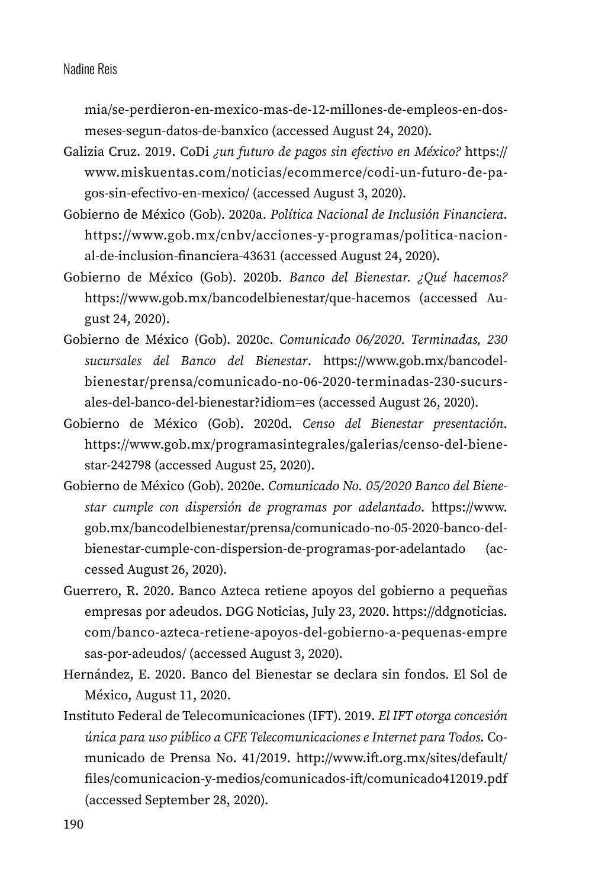mia/se-perdieron-en-mexico-mas-de-12-millones-de-empleos-en-dos-meses-segun-datos-de-banxico (accessed August 24, 2020).

Galizia Cruz. 2019. CoDi *¿un futuro de pagos sin efectivo en México?* https://www.miskuentas.com/noticias/ecommerce/codi-un-futuro-de-pagos-sin-efectivo-en-mexico/ (accessed August 3, 2020).

Gobierno de México (Gob). 2020a. *Política Nacional de Inclusión Financiera*. https://www.gob.mx/cnbv/acciones-y-programas/politica-nacional-de-inclusion-financiera-43631 (accessed August 24, 2020).

Gobierno de México (Gob). 2020b. *Banco del Bienestar. ¿Qué hacemos?* https://www.gob.mx/bancodelbienestar/que-hacemos (accessed August 24, 2020).

Gobierno de México (Gob). 2020c. *Comunicado 06/2020. Terminadas, 230 sucursales del Banco del Bienestar*. https://www.gob.mx/bancodelbienestar/prensa/comunicado-no-06-2020-terminadas-230-sucursales-del-banco-del-bienestar?idiom=es (accessed August 26, 2020).

Gobierno de México (Gob). 2020d. *Censo del Bienestar presentación*. https://www.gob.mx/programasintegrales/galerias/censo-del-bienestar-242798 (accessed August 25, 2020).

Gobierno de México (Gob). 2020e. *Comunicado No. 05/2020 Banco del Bienestar cumple con dispersión de programas por adelantado*. https://www.gob.mx/bancodelbienestar/prensa/comunicado-no-05-2020-banco-del-bienestar-cumple-con-dispersion-de-programas-por-adelantado (accessed August 26, 2020).

Guerrero, R. 2020. Banco Azteca retiene apoyos del gobierno a pequeñas empresas por adeudos. DGG Noticias, July 23, 2020. https://ddgnoticias.com/banco-azteca-retiene-apoyos-del-gobierno-a-pequenas-empresas-por-adeudos/ (accessed August 3, 2020).

Hernández, E. 2020. Banco del Bienestar se declara sin fondos. El Sol de México, August 11, 2020.

Instituto Federal de Telecomunicaciones (IFT). 2019. *El IFT otorga concesión única para uso público a CFE Telecomunicaciones e Internet para Todos*. Comunicado de Prensa No. 41/2019. http://www.ift.org.mx/sites/default/files/comunicacion-y-medios/comunicados-ift/comunicado412019.pdf (accessed September 28, 2020).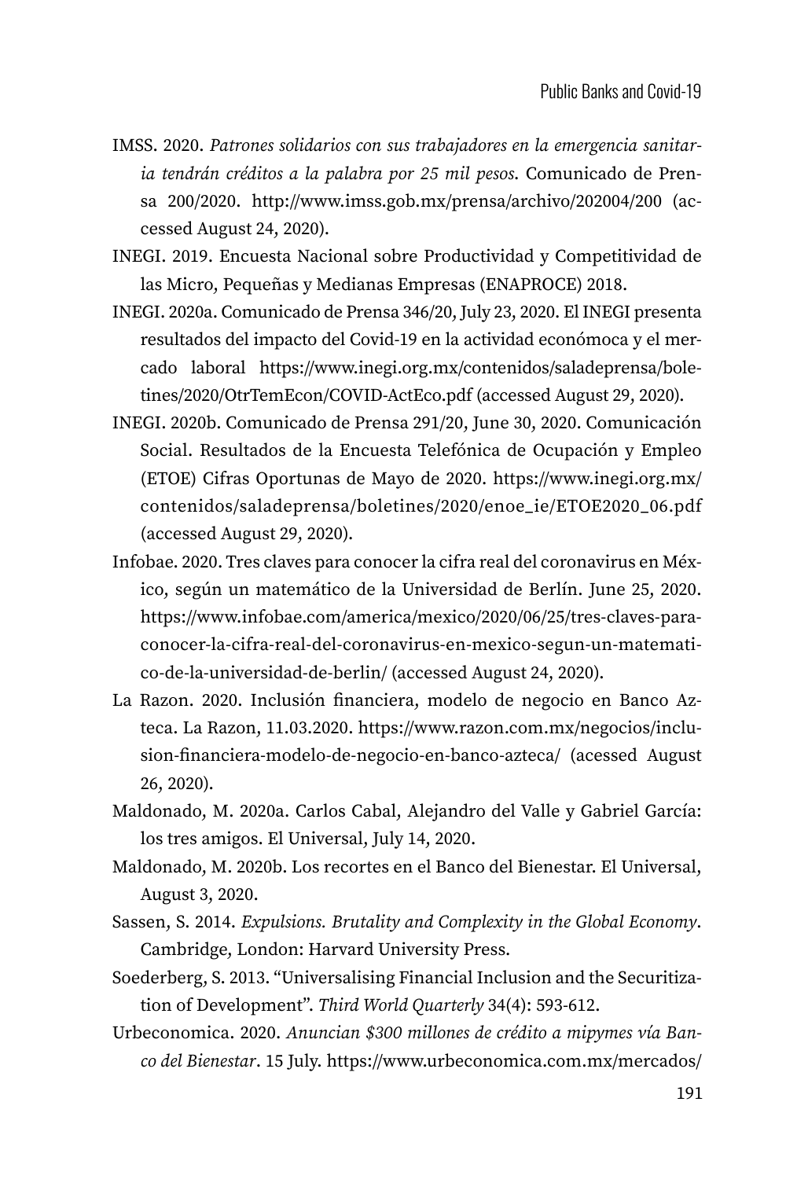IMSS. 2020. *Patrones solidarios con sus trabajadores en la emergencia sanitaria tendrán créditos a la palabra por 25 mil pesos*. Comunicado de Prensa 200/2020. http://www.imss.gob.mx/prensa/archivo/202004/200 (accessed August 24, 2020).

INEGI. 2019. Encuesta Nacional sobre Productividad y Competitividad de las Micro, Pequeñas y Medianas Empresas (ENAPROCE) 2018.

INEGI. 2020a. Comunicado de Prensa 346/20, July 23, 2020. El INEGI presenta resultados del impacto del Covid-19 en la actividad económoca y el mercado laboral https://www.inegi.org.mx/contenidos/saladeprensa/boletines/2020/OtrTemEcon/COVID-ActEco.pdf (accessed August 29, 2020).

INEGI. 2020b. Comunicado de Prensa 291/20, June 30, 2020. Comunicación Social. Resultados de la Encuesta Telefónica de Ocupación y Empleo (ETOE) Cifras Oportunas de Mayo de 2020. https://www.inegi.org.mx/contenidos/saladeprensa/boletines/2020/enoe_ie/ETOE2020_06.pdf (accessed August 29, 2020).

Infobae. 2020. Tres claves para conocer la cifra real del coronavirus en México, según un matemático de la Universidad de Berlín. June 25, 2020. https://www.infobae.com/america/mexico/2020/06/25/tres-claves-para-conocer-la-cifra-real-del-coronavirus-en-mexico-segun-un-matematico-de-la-universidad-de-berlin/ (accessed August 24, 2020).

La Razon. 2020. Inclusión financiera, modelo de negocio en Banco Azteca. La Razon, 11.03.2020. https://www.razon.com.mx/negocios/inclusion-financiera-modelo-de-negocio-en-banco-azteca/ (acessed August 26, 2020).

Maldonado, M. 2020a. Carlos Cabal, Alejandro del Valle y Gabriel García: los tres amigos. El Universal, July 14, 2020.

Maldonado, M. 2020b. Los recortes en el Banco del Bienestar. El Universal, August 3, 2020.

Sassen, S. 2014. *Expulsions. Brutality and Complexity in the Global Economy*. Cambridge, London: Harvard University Press.

Soederberg, S. 2013. "Universalising Financial Inclusion and the Securitization of Development". *Third World Quarterly* 34(4): 593-612.

Urbeconomica. 2020. *Anuncian $300 millones de crédito a mipymes vía Banco del Bienestar*. 15 July. https://www.urbeconomica.com.mx/mercados/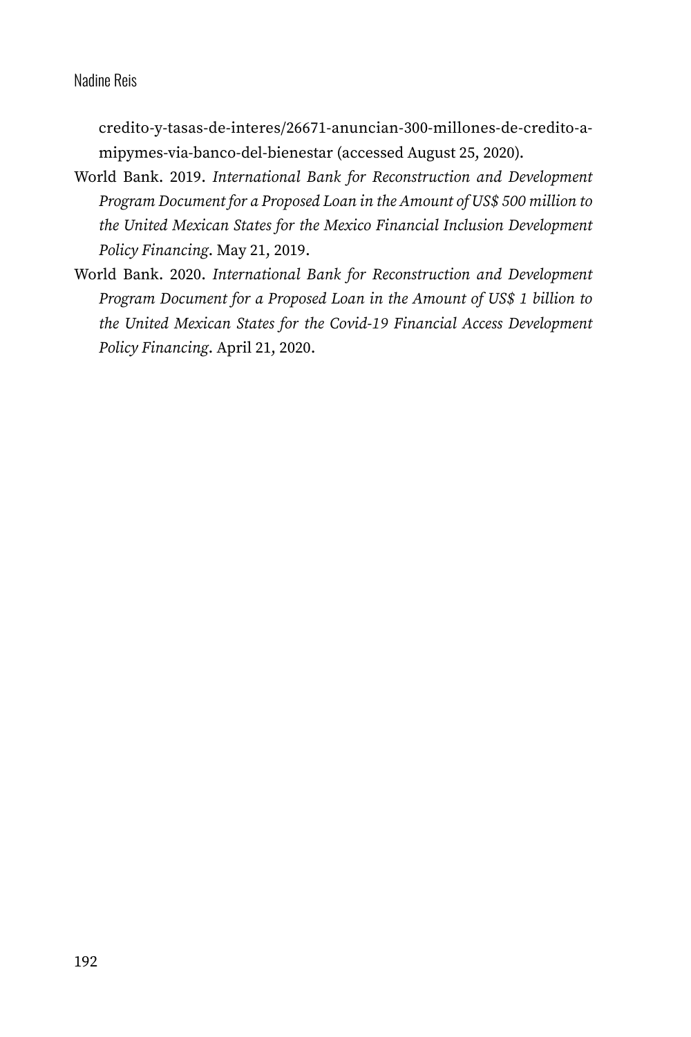credito-y-tasas-de-interes/26671-anuncian-300-millones-de-credito-a-mipymes-via-banco-del-bienestar (accessed August 25, 2020).

World Bank. 2019. *International Bank for Reconstruction and Development Program Document for a Proposed Loan in the Amount of US$ 500 million to the United Mexican States for the Mexico Financial Inclusion Development Policy Financing*. May 21, 2019.

World Bank. 2020. *International Bank for Reconstruction and Development Program Document for a Proposed Loan in the Amount of US$ 1 billion to the United Mexican States for the Covid-19 Financial Access Development Policy Financing*. April 21, 2020.